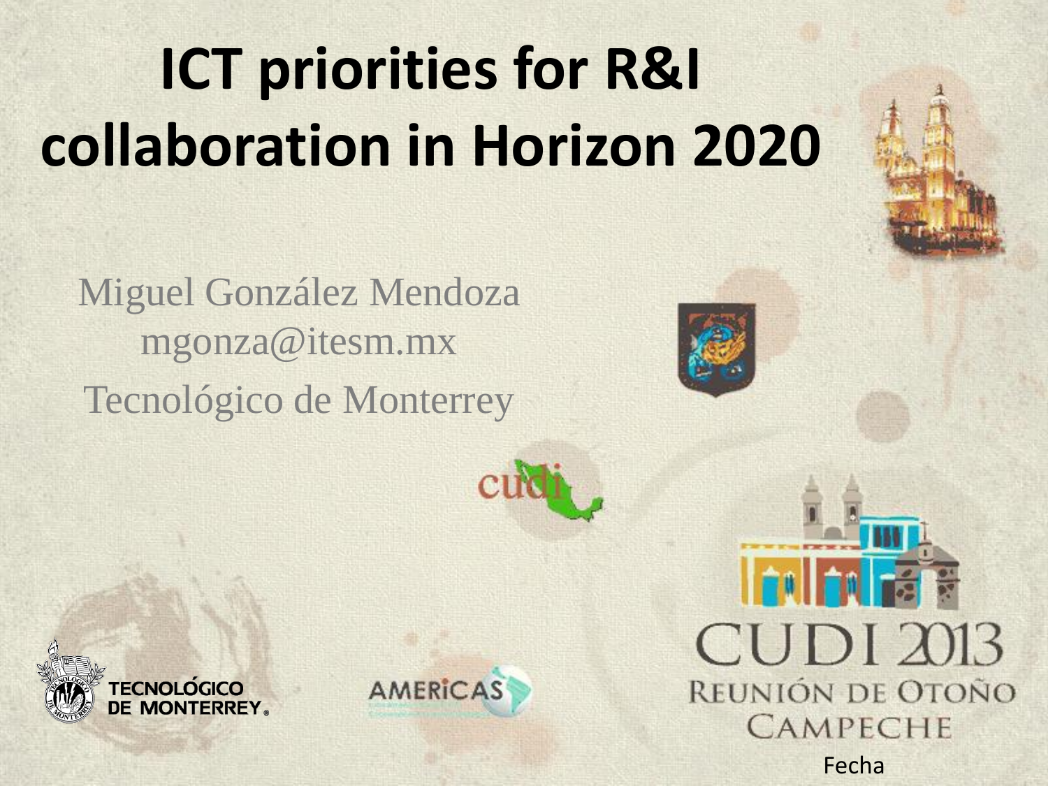# ICT priorities for R&I collaboration in Horizon 2020

Miguel González Mendoza
mgonza@itesm.mx
Tecnológico de Monterrey

cudi

TECNOLÓGICO DE MONTERREY

AMERICAS

CUDI 2013
REUNIÓN DE OTOÑO
CAMPECHE

Fecha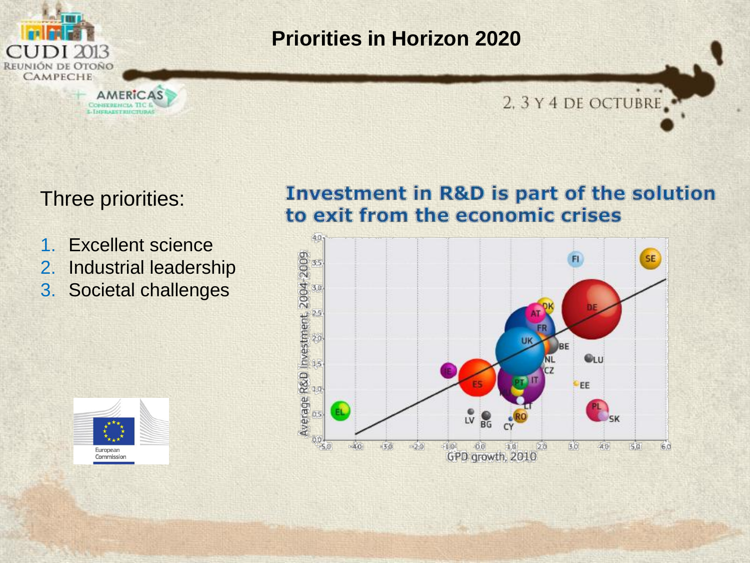# Priorities in Horizon 2020

Three priorities:

1. Excellent science
2. Industrial leadership
3. Societal challenges

**Investment in R&D is part of the solution to exit from the economic crises**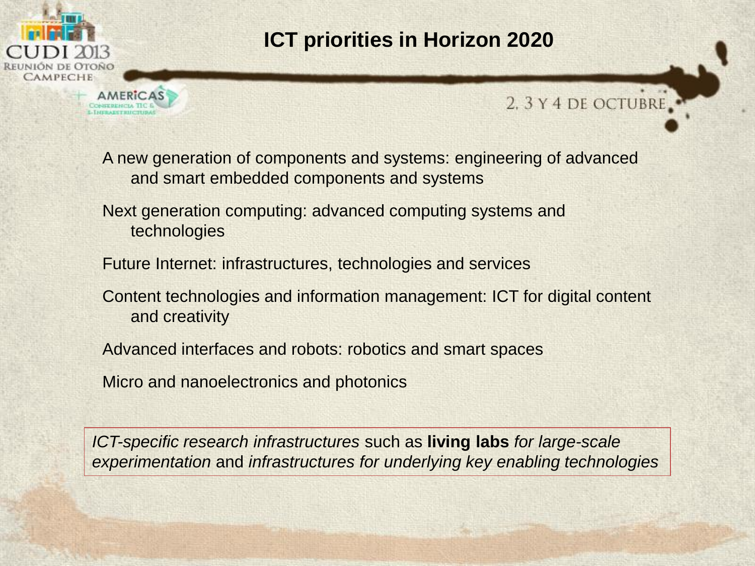# ICT priorities in Horizon 2020

A new generation of components and systems: engineering of advanced and smart embedded components and systems

Next generation computing: advanced computing systems and technologies

Future Internet: infrastructures, technologies and services

Content technologies and information management: ICT for digital content and creativity

Advanced interfaces and robots: robotics and smart spaces

Micro and nanoelectronics and photonics

*ICT-specific research infrastructures* such as **living labs** *for large-scale experimentation* and *infrastructures for underlying key enabling technologies*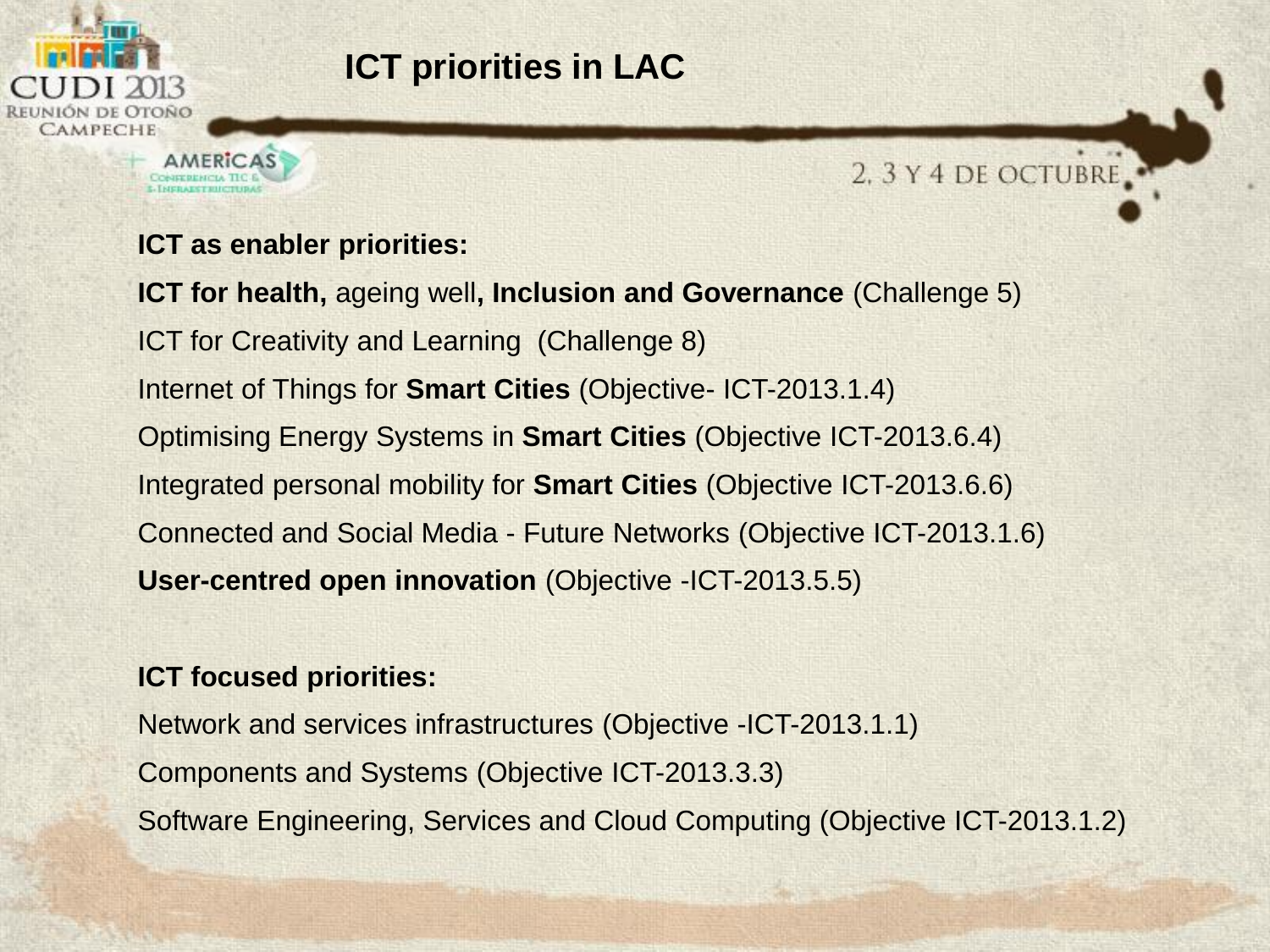# ICT priorities in LAC

**ICT as enabler priorities:**

**ICT for health,** ageing well**, Inclusion and Governance** (Challenge 5)

ICT for Creativity and Learning (Challenge 8)

Internet of Things for **Smart Cities** (Objective- ICT-2013.1.4)

Optimising Energy Systems in **Smart Cities** (Objective ICT-2013.6.4)

Integrated personal mobility for **Smart Cities** (Objective ICT-2013.6.6)

Connected and Social Media - Future Networks (Objective ICT-2013.1.6)

**User-centred open innovation** (Objective -ICT-2013.5.5)

**ICT focused priorities:**

Network and services infrastructures (Objective -ICT-2013.1.1)

Components and Systems (Objective ICT-2013.3.3)

Software Engineering, Services and Cloud Computing (Objective ICT-2013.1.2)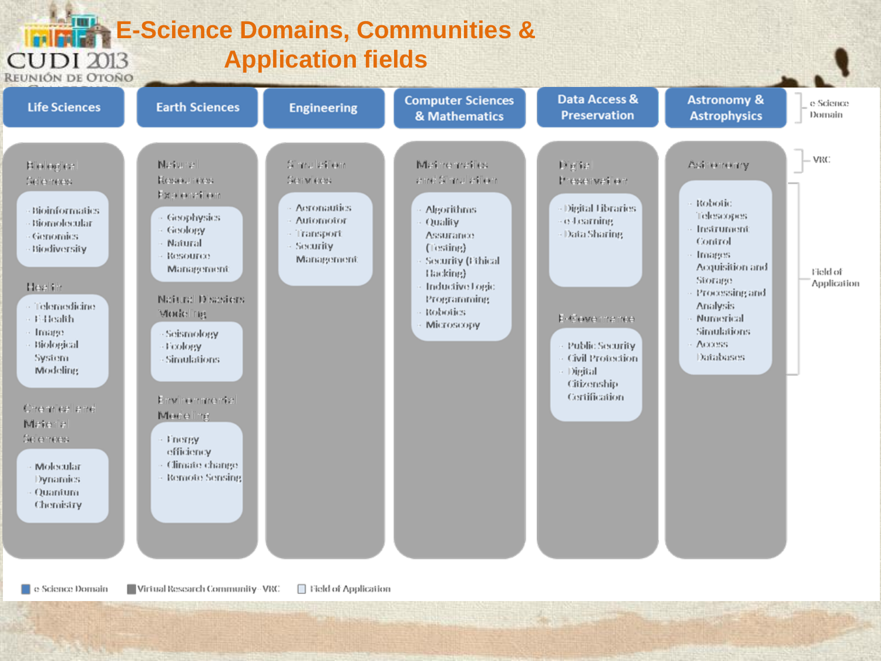# E-Science Domains, Communities & Application fields

| Life Sciences | Earth Sciences | Engineering | Computer Sciences & Mathematics | Data Access & Preservation | Astronomy & Astrophysics |
|---|---|---|---|---|---|
| **Biological Sciences**<br>- Bioinformatics<br>- Biomolecular<br>- Genomics<br>- Biodiversity | **Natural Resources Exploration**<br>- Geophysics<br>- Geology<br>- Natural Resource Management | **Simulation Services**<br>- Aeronautics<br>- Automotor<br>- Transport<br>- Security Management | **Mathematics and Simulation**<br>- Algorithms<br>- Quality Assurance (Testing)<br>- Security (Ethical Hacking)<br>- Inductive Logic Programming<br>- Robotics<br>- Microscopy | **Digital Preservation**<br>- Digital Libraries<br>- e-Learning<br>- Data Sharing | **Astronomy**<br>- Robotic Telescopes<br>- Instrument Control<br>- Images Acquisition and Storage<br>- Processing and Analysis<br>- Numerical Simulations<br>- Access Databases |
| **Health**<br>- Telemedicine<br>- E-Health<br>- Image<br>- Biological System Modeling | **Natural Disasters Modeling**<br>- Seismology<br>- Ecology<br>- Simulations | | | **E-Governance**<br>- Public Security<br>- Civil Protection<br>- Digital Citizenship Certification | |
| **Chemical and Material Sciences**<br>- Molecular Dynamics<br>- Quantum Chemistry | **Environmental Modeling**<br>- Energy efficiency<br>- Climate change<br>- Remote Sensing | | | | |

- e-Science Domain
- VRC
- Field of Application

■ e-Science Domain ■ Virtual Research Community - VRC □ Field of Application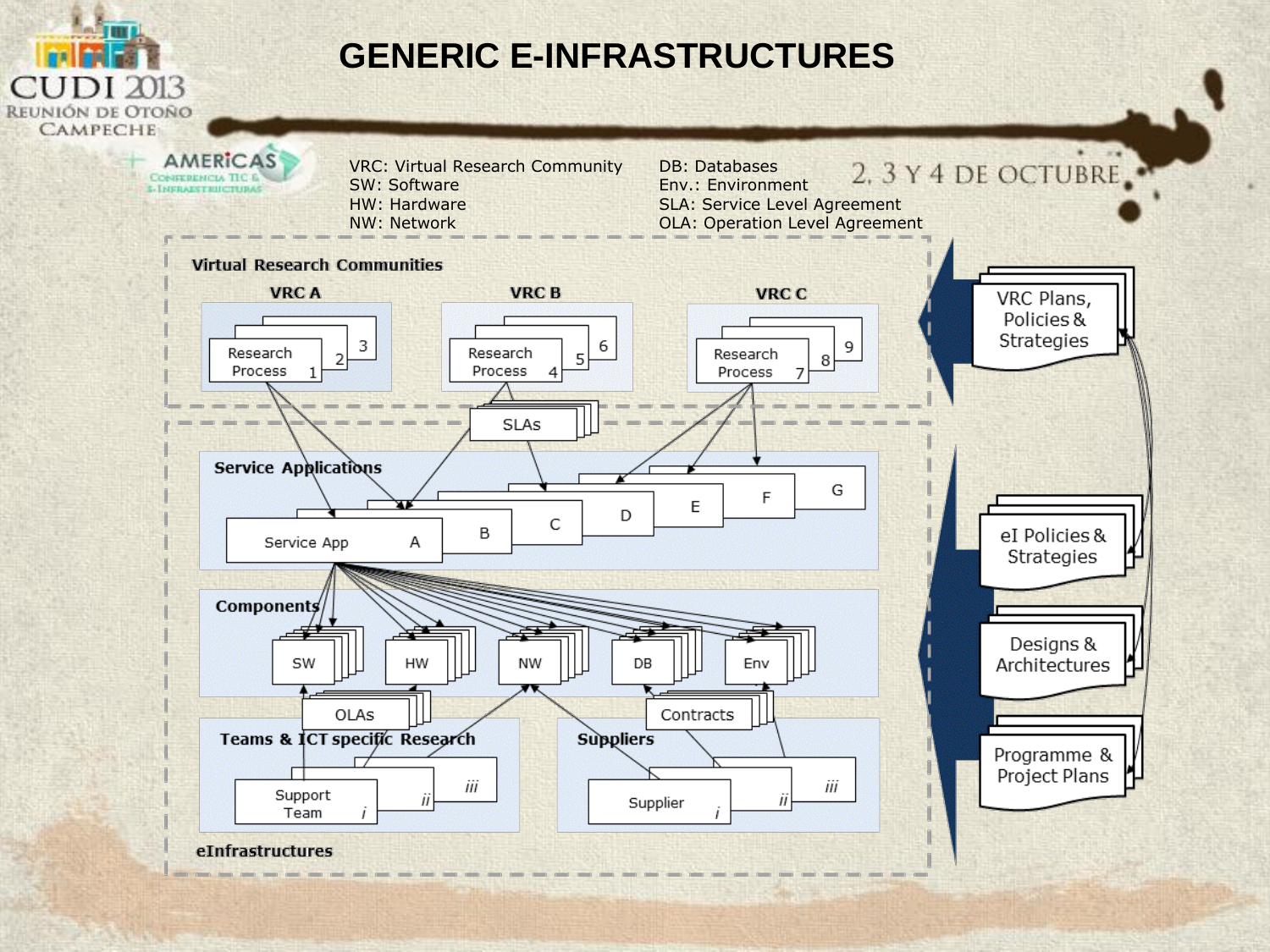# GENERIC E-INFRASTRUCTURES

VRC: Virtual Research Community
SW: Software
HW: Hardware
NW: Network

DB: Databases
Env.: Environment
SLA: Service Level Agreement
OLA: Operation Level Agreement

**Virtual Research Communities**

**VRC A**: Research Process 1, 2, 3

**VRC B**: Research Process 4, 5, 6

**VRC C**: Research Process 7, 8, 9

SLAs

**Service Applications**

Service App A, B, C, D, E, F, G

**Components**

SW, HW, NW, DB, Env

OLAs

Contracts

**Teams & ICT specific Research**

Support Team *i*, *ii*, *iii*

**Suppliers**

Supplier *i*, *ii*, *iii*

**eInfrastructures**

VRC Plans, Policies & Strategies

eI Policies & Strategies

Designs & Architectures

Programme & Project Plans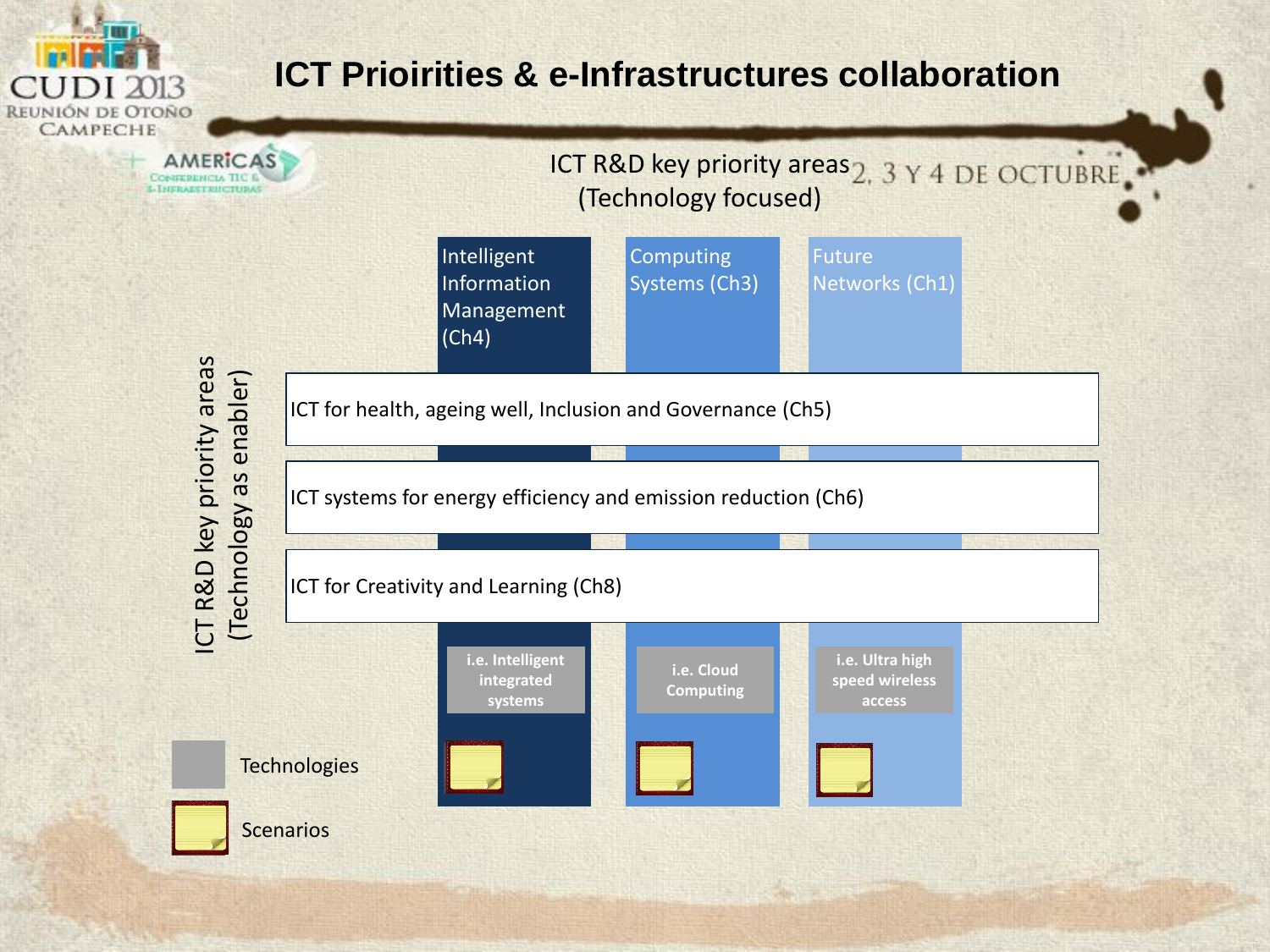# ICT Prioirities & e-Infrastructures collaboration

ICT R&D key priority areas
(Technology focused)

Intelligent Information Management (Ch4)

Computing Systems (Ch3)

Future Networks (Ch1)

ICT R&D key priority areas
(Technology as enabler)

ICT for health, ageing well, Inclusion and Governance (Ch5)

ICT systems for energy efficiency and emission reduction (Ch6)

ICT for Creativity and Learning (Ch8)

i.e. Intelligent integrated systems

i.e. Cloud Computing

i.e. Ultra high speed wireless access

Technologies

Scenarios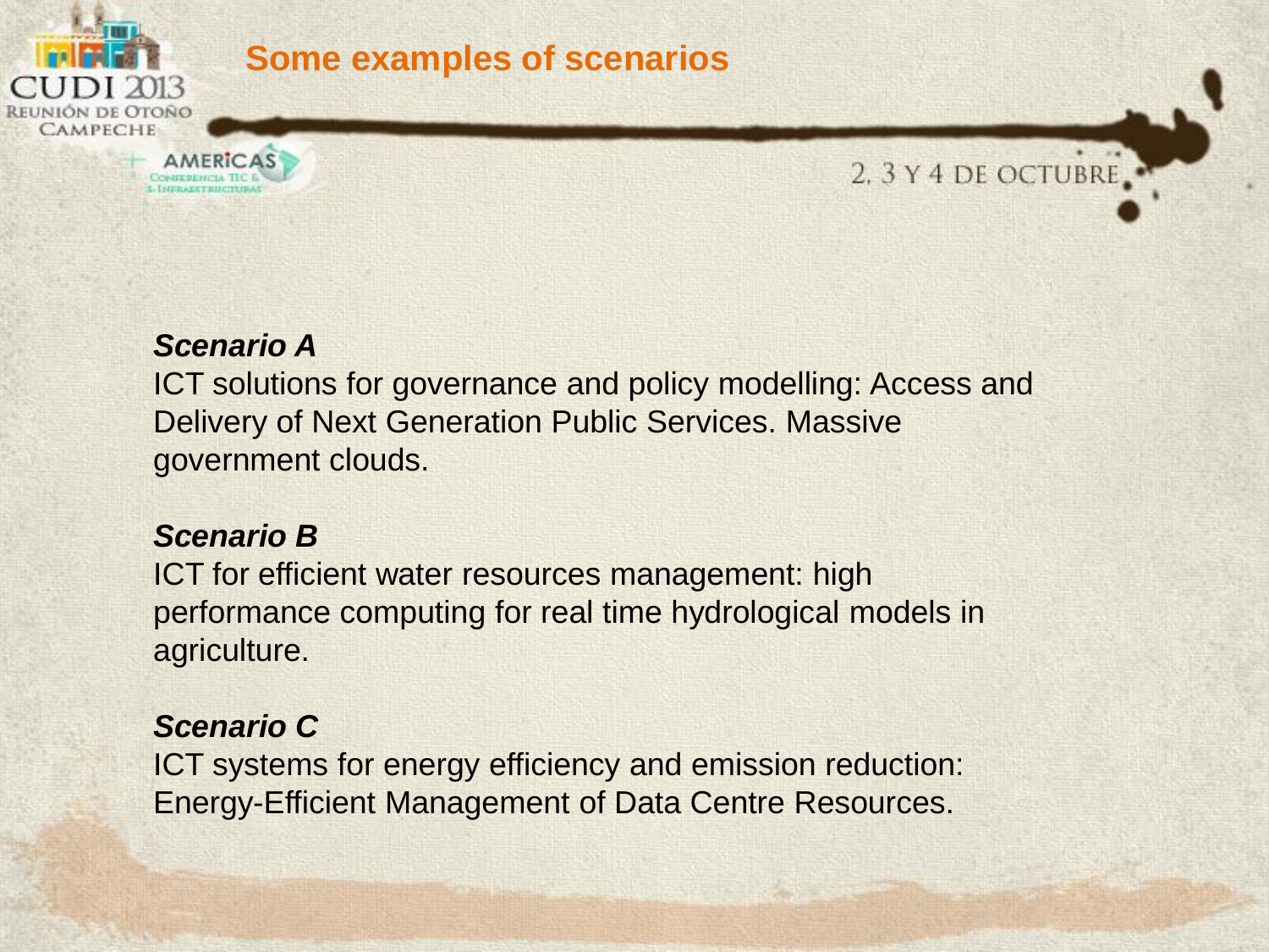## Some examples of scenarios

***Scenario A***

ICT solutions for governance and policy modelling: Access and Delivery of Next Generation Public Services. Massive government clouds.

***Scenario B***

ICT for efficient water resources management: high performance computing for real time hydrological models in agriculture.

***Scenario C***

ICT systems for energy efficiency and emission reduction: Energy-Efficient Management of Data Centre Resources.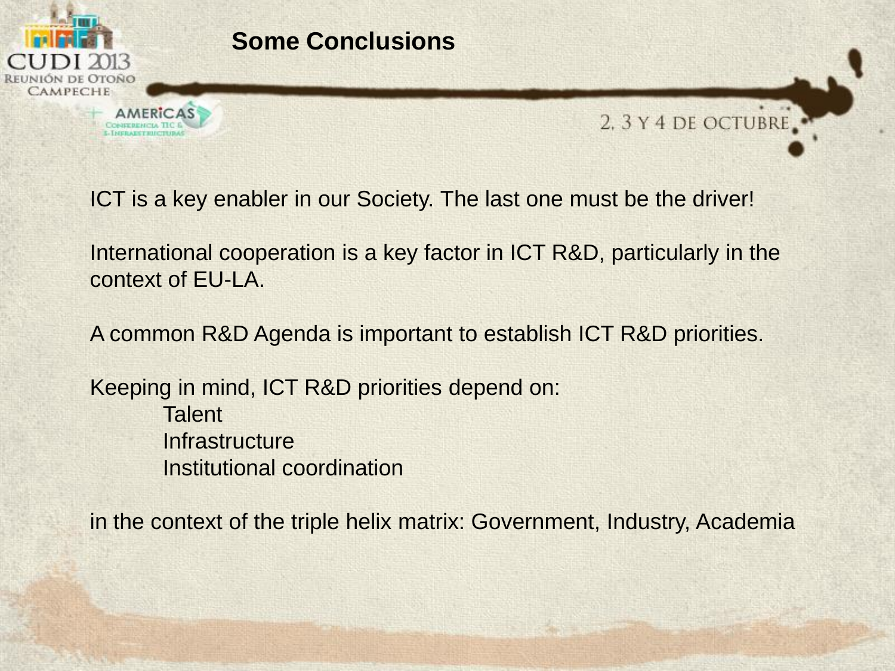# Some Conclusions

ICT is a key enabler in our Society. The last one must be the driver!

International cooperation is a key factor in ICT R&D, particularly in the context of EU-LA.

A common R&D Agenda is important to establish ICT R&D priorities.

Keeping in mind, ICT R&D priorities depend on:

- Talent
- Infrastructure
- Institutional coordination

in the context of the triple helix matrix: Government, Industry, Academia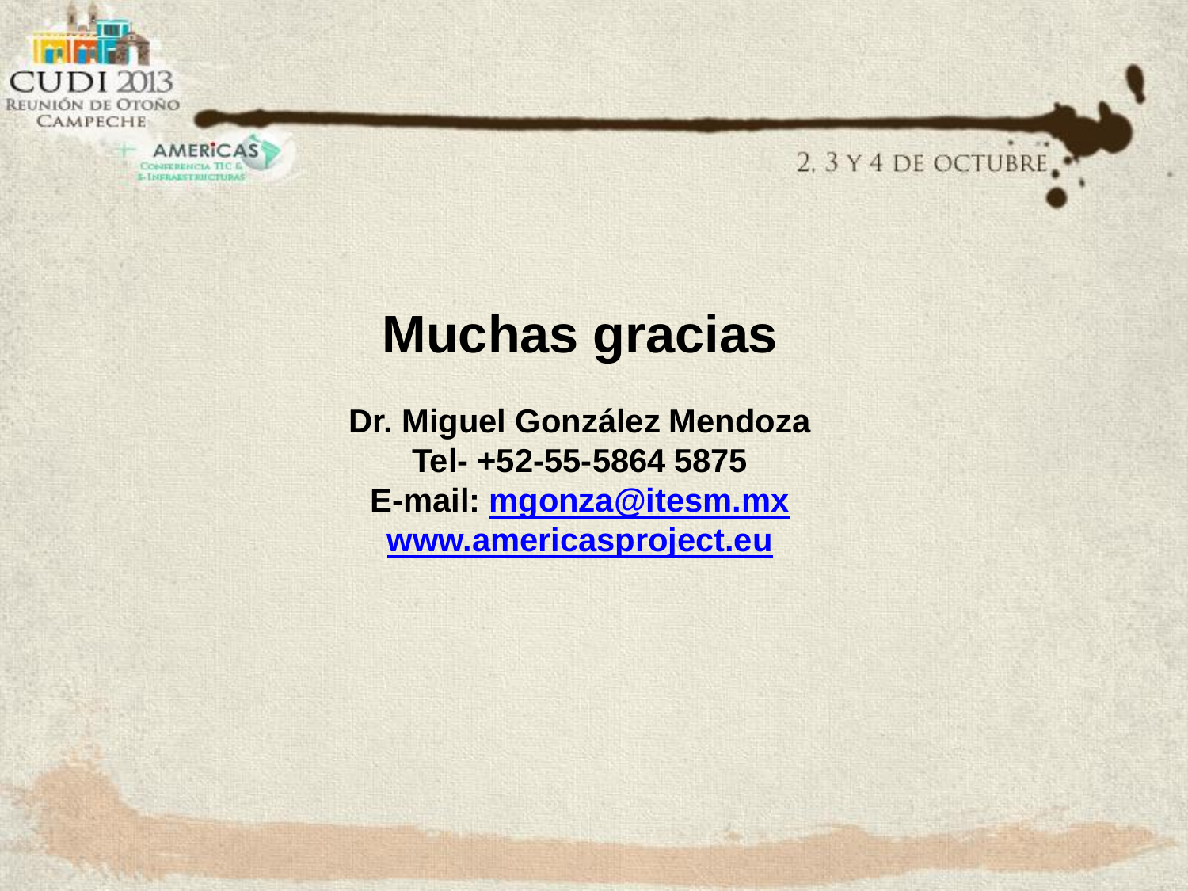# Muchas gracias

**Dr. Miguel González Mendoza**
**Tel- +52-55-5864 5875**
**E-mail: mgonza@itesm.mx**
**www.americasproject.eu**